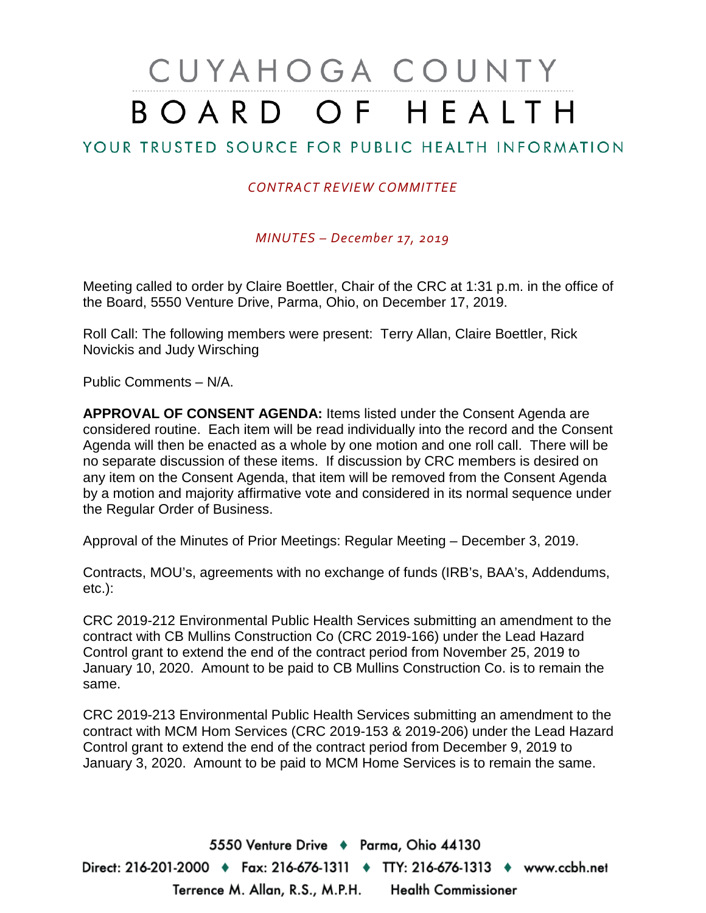# CUYAHOGA COUNTY
# BOARD OF HEALTH

## YOUR TRUSTED SOURCE FOR PUBLIC HEALTH INFORMATION

*CONTRACT REVIEW COMMITTEE*

*MINUTES – December 17, 2019*

Meeting called to order by Claire Boettler, Chair of the CRC at 1:31 p.m. in the office of the Board, 5550 Venture Drive, Parma, Ohio, on December 17, 2019.

Roll Call: The following members were present: Terry Allan, Claire Boettler, Rick Novickis and Judy Wirsching

Public Comments – N/A.

**APPROVAL OF CONSENT AGENDA:** Items listed under the Consent Agenda are considered routine. Each item will be read individually into the record and the Consent Agenda will then be enacted as a whole by one motion and one roll call. There will be no separate discussion of these items. If discussion by CRC members is desired on any item on the Consent Agenda, that item will be removed from the Consent Agenda by a motion and majority affirmative vote and considered in its normal sequence under the Regular Order of Business.

Approval of the Minutes of Prior Meetings: Regular Meeting – December 3, 2019.

Contracts, MOU's, agreements with no exchange of funds (IRB's, BAA's, Addendums, etc.):

CRC 2019-212 Environmental Public Health Services submitting an amendment to the contract with CB Mullins Construction Co (CRC 2019-166) under the Lead Hazard Control grant to extend the end of the contract period from November 25, 2019 to January 10, 2020. Amount to be paid to CB Mullins Construction Co. is to remain the same.

CRC 2019-213 Environmental Public Health Services submitting an amendment to the contract with MCM Hom Services (CRC 2019-153 & 2019-206) under the Lead Hazard Control grant to extend the end of the contract period from December 9, 2019 to January 3, 2020. Amount to be paid to MCM Home Services is to remain the same.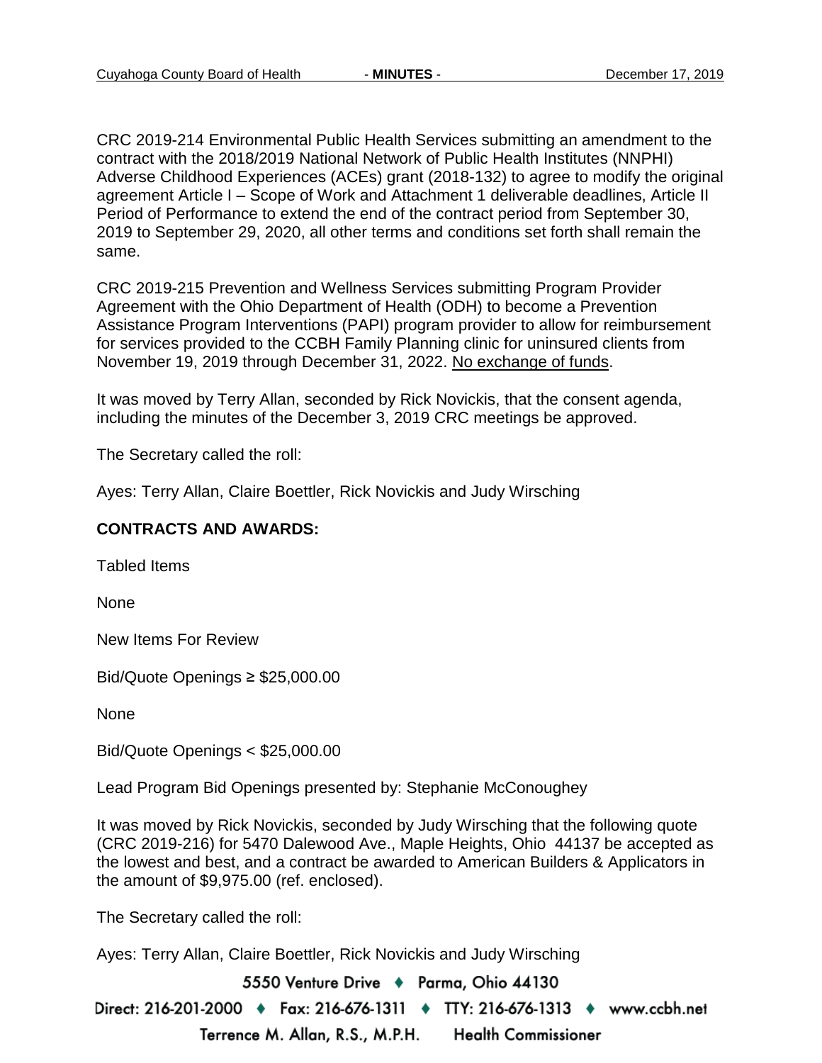CRC 2019-214 Environmental Public Health Services submitting an amendment to the contract with the 2018/2019 National Network of Public Health Institutes (NNPHI) Adverse Childhood Experiences (ACEs) grant (2018-132) to agree to modify the original agreement Article I – Scope of Work and Attachment 1 deliverable deadlines, Article II Period of Performance to extend the end of the contract period from September 30, 2019 to September 29, 2020, all other terms and conditions set forth shall remain the same.

CRC 2019-215 Prevention and Wellness Services submitting Program Provider Agreement with the Ohio Department of Health (ODH) to become a Prevention Assistance Program Interventions (PAPI) program provider to allow for reimbursement for services provided to the CCBH Family Planning clinic for uninsured clients from November 19, 2019 through December 31, 2022. No exchange of funds.

It was moved by Terry Allan, seconded by Rick Novickis, that the consent agenda, including the minutes of the December 3, 2019 CRC meetings be approved.

The Secretary called the roll:

Ayes: Terry Allan, Claire Boettler, Rick Novickis and Judy Wirsching

**CONTRACTS AND AWARDS:**

Tabled Items

None

New Items For Review

Bid/Quote Openings ≥ $25,000.00

None

Bid/Quote Openings < $25,000.00

Lead Program Bid Openings presented by: Stephanie McConoughey

It was moved by Rick Novickis, seconded by Judy Wirsching that the following quote (CRC 2019-216) for 5470 Dalewood Ave., Maple Heights, Ohio 44137 be accepted as the lowest and best, and a contract be awarded to American Builders & Applicators in the amount of $9,975.00 (ref. enclosed).

The Secretary called the roll:

Ayes: Terry Allan, Claire Boettler, Rick Novickis and Judy Wirsching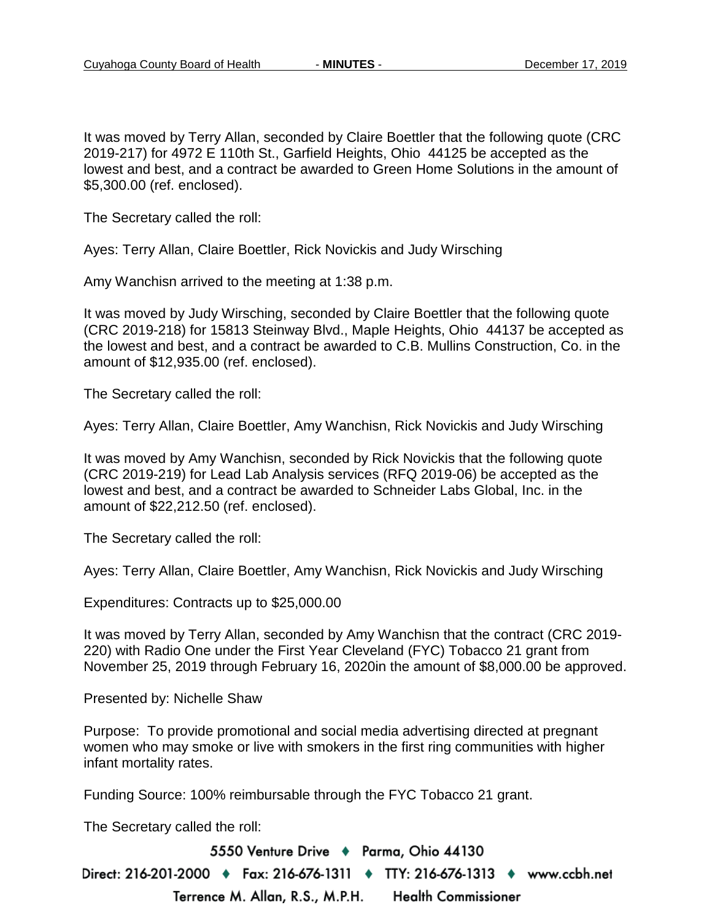It was moved by Terry Allan, seconded by Claire Boettler that the following quote (CRC 2019-217) for 4972 E 110th St., Garfield Heights, Ohio 44125 be accepted as the lowest and best, and a contract be awarded to Green Home Solutions in the amount of $5,300.00 (ref. enclosed).

The Secretary called the roll:

Ayes: Terry Allan, Claire Boettler, Rick Novickis and Judy Wirsching

Amy Wanchisn arrived to the meeting at 1:38 p.m.

It was moved by Judy Wirsching, seconded by Claire Boettler that the following quote (CRC 2019-218) for 15813 Steinway Blvd., Maple Heights, Ohio 44137 be accepted as the lowest and best, and a contract be awarded to C.B. Mullins Construction, Co. in the amount of $12,935.00 (ref. enclosed).

The Secretary called the roll:

Ayes: Terry Allan, Claire Boettler, Amy Wanchisn, Rick Novickis and Judy Wirsching

It was moved by Amy Wanchisn, seconded by Rick Novickis that the following quote (CRC 2019-219) for Lead Lab Analysis services (RFQ 2019-06) be accepted as the lowest and best, and a contract be awarded to Schneider Labs Global, Inc. in the amount of $22,212.50 (ref. enclosed).

The Secretary called the roll:

Ayes: Terry Allan, Claire Boettler, Amy Wanchisn, Rick Novickis and Judy Wirsching

Expenditures: Contracts up to $25,000.00

It was moved by Terry Allan, seconded by Amy Wanchisn that the contract (CRC 2019-220) with Radio One under the First Year Cleveland (FYC) Tobacco 21 grant from November 25, 2019 through February 16, 2020in the amount of $8,000.00 be approved.

Presented by: Nichelle Shaw

Purpose: To provide promotional and social media advertising directed at pregnant women who may smoke or live with smokers in the first ring communities with higher infant mortality rates.

Funding Source: 100% reimbursable through the FYC Tobacco 21 grant.

The Secretary called the roll: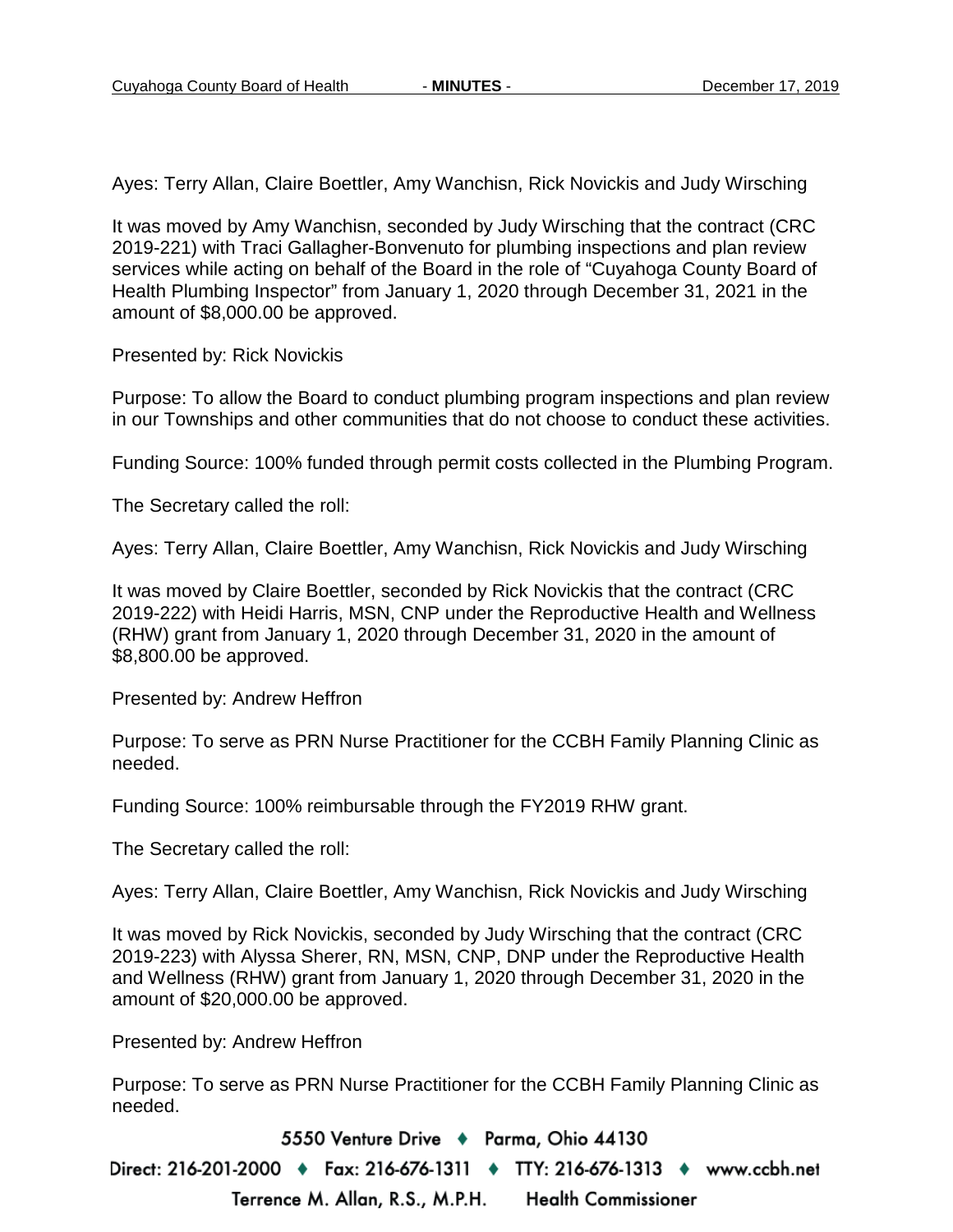Ayes: Terry Allan, Claire Boettler, Amy Wanchisn, Rick Novickis and Judy Wirsching

It was moved by Amy Wanchisn, seconded by Judy Wirsching that the contract (CRC 2019-221) with Traci Gallagher-Bonvenuto for plumbing inspections and plan review services while acting on behalf of the Board in the role of "Cuyahoga County Board of Health Plumbing Inspector" from January 1, 2020 through December 31, 2021 in the amount of $8,000.00 be approved.

Presented by: Rick Novickis

Purpose: To allow the Board to conduct plumbing program inspections and plan review in our Townships and other communities that do not choose to conduct these activities.

Funding Source: 100% funded through permit costs collected in the Plumbing Program.

The Secretary called the roll:

Ayes: Terry Allan, Claire Boettler, Amy Wanchisn, Rick Novickis and Judy Wirsching

It was moved by Claire Boettler, seconded by Rick Novickis that the contract (CRC 2019-222) with Heidi Harris, MSN, CNP under the Reproductive Health and Wellness (RHW) grant from January 1, 2020 through December 31, 2020 in the amount of $8,800.00 be approved.

Presented by: Andrew Heffron

Purpose: To serve as PRN Nurse Practitioner for the CCBH Family Planning Clinic as needed.

Funding Source: 100% reimbursable through the FY2019 RHW grant.

The Secretary called the roll:

Ayes: Terry Allan, Claire Boettler, Amy Wanchisn, Rick Novickis and Judy Wirsching

It was moved by Rick Novickis, seconded by Judy Wirsching that the contract (CRC 2019-223) with Alyssa Sherer, RN, MSN, CNP, DNP under the Reproductive Health and Wellness (RHW) grant from January 1, 2020 through December 31, 2020 in the amount of $20,000.00 be approved.

Presented by: Andrew Heffron

Purpose: To serve as PRN Nurse Practitioner for the CCBH Family Planning Clinic as needed.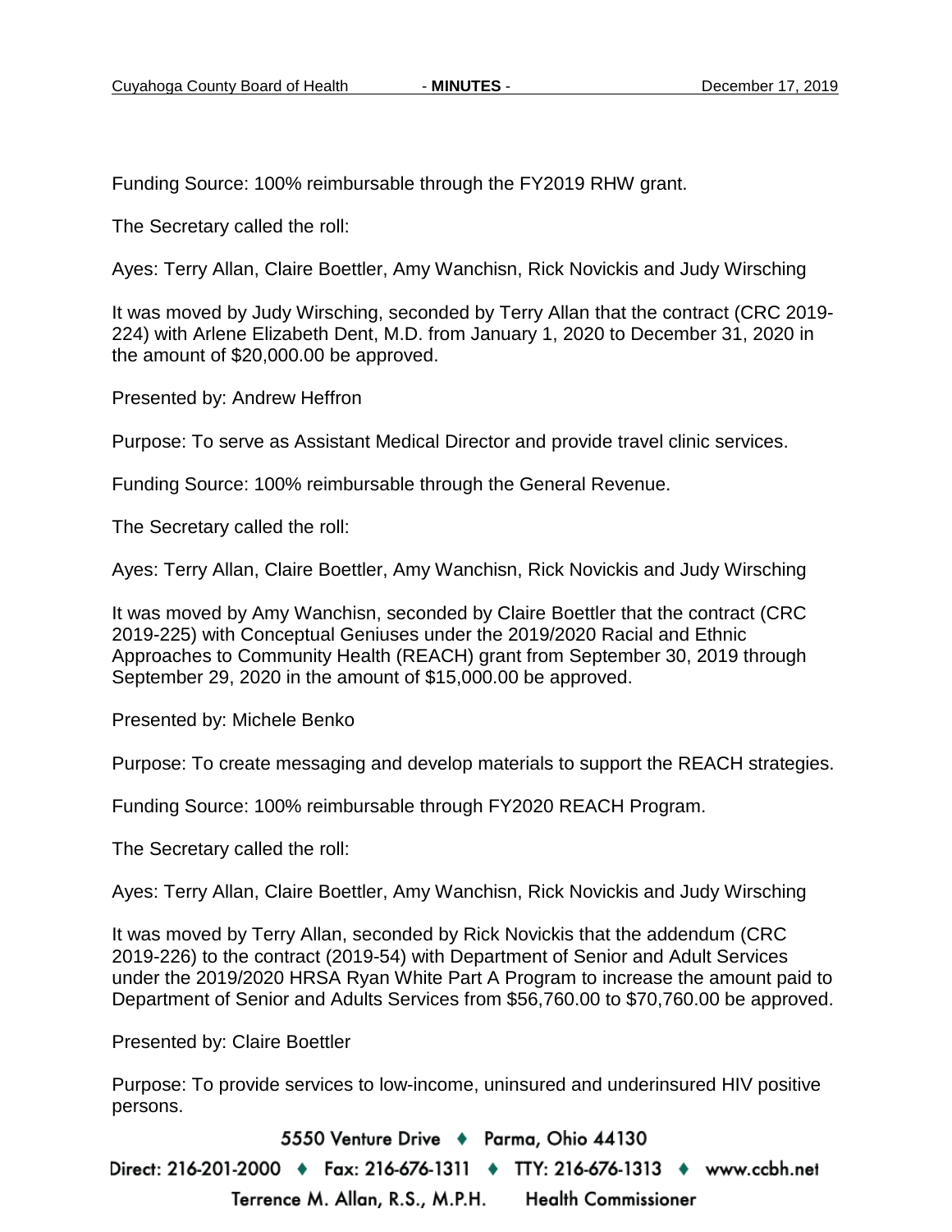Funding Source: 100% reimbursable through the FY2019 RHW grant.

The Secretary called the roll:

Ayes: Terry Allan, Claire Boettler, Amy Wanchisn, Rick Novickis and Judy Wirsching

It was moved by Judy Wirsching, seconded by Terry Allan that the contract (CRC 2019-224) with Arlene Elizabeth Dent, M.D. from January 1, 2020 to December 31, 2020 in the amount of $20,000.00 be approved.

Presented by: Andrew Heffron

Purpose: To serve as Assistant Medical Director and provide travel clinic services.

Funding Source: 100% reimbursable through the General Revenue.

The Secretary called the roll:

Ayes: Terry Allan, Claire Boettler, Amy Wanchisn, Rick Novickis and Judy Wirsching

It was moved by Amy Wanchisn, seconded by Claire Boettler that the contract (CRC 2019-225) with Conceptual Geniuses under the 2019/2020 Racial and Ethnic Approaches to Community Health (REACH) grant from September 30, 2019 through September 29, 2020 in the amount of $15,000.00 be approved.

Presented by: Michele Benko

Purpose: To create messaging and develop materials to support the REACH strategies.

Funding Source: 100% reimbursable through FY2020 REACH Program.

The Secretary called the roll:

Ayes: Terry Allan, Claire Boettler, Amy Wanchisn, Rick Novickis and Judy Wirsching

It was moved by Terry Allan, seconded by Rick Novickis that the addendum (CRC 2019-226) to the contract (2019-54) with Department of Senior and Adult Services under the 2019/2020 HRSA Ryan White Part A Program to increase the amount paid to Department of Senior and Adults Services from $56,760.00 to $70,760.00 be approved.

Presented by: Claire Boettler

Purpose: To provide services to low-income, uninsured and underinsured HIV positive persons.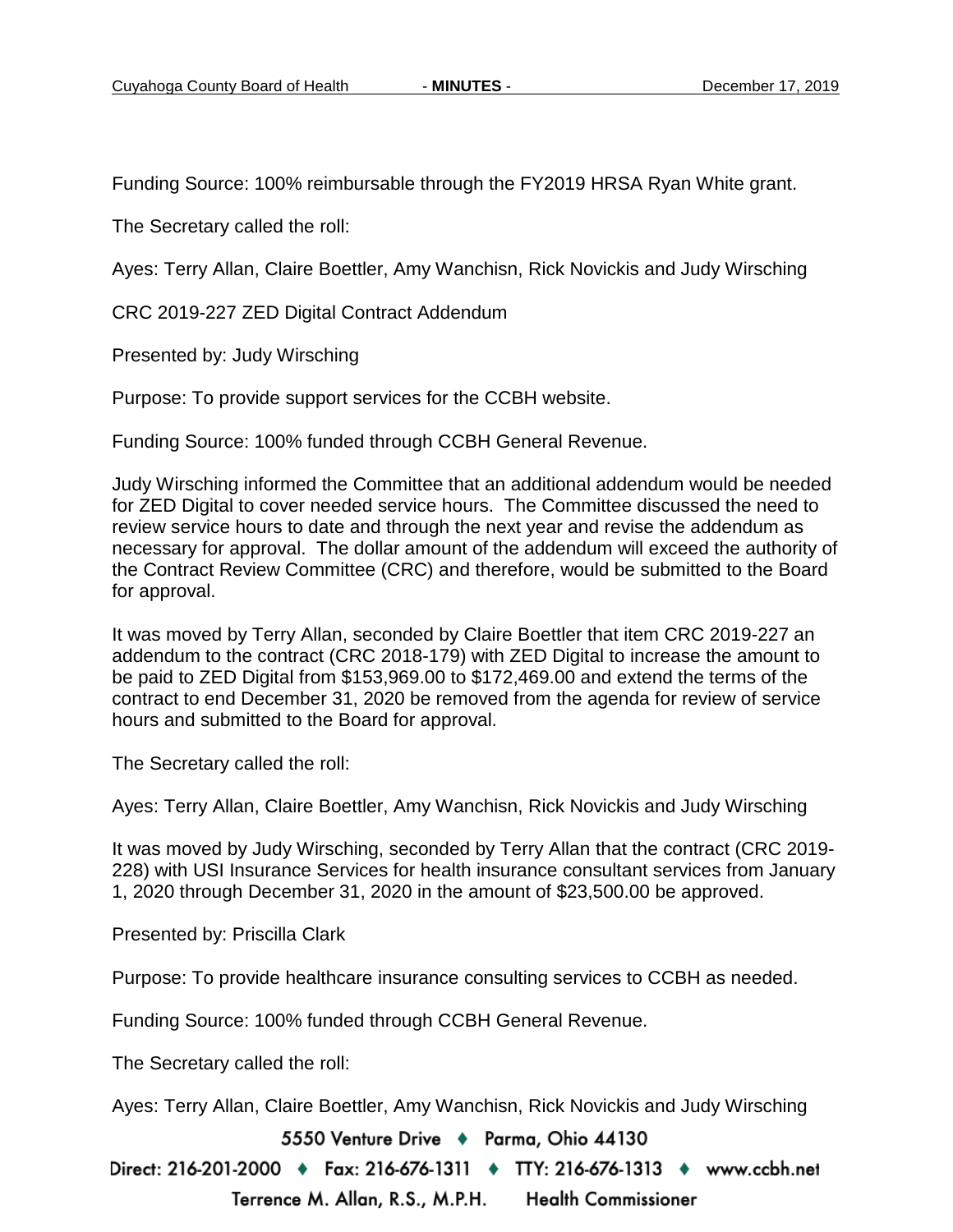Funding Source: 100% reimbursable through the FY2019 HRSA Ryan White grant.

The Secretary called the roll:

Ayes: Terry Allan, Claire Boettler, Amy Wanchisn, Rick Novickis and Judy Wirsching

CRC 2019-227 ZED Digital Contract Addendum

Presented by: Judy Wirsching

Purpose: To provide support services for the CCBH website.

Funding Source: 100% funded through CCBH General Revenue.

Judy Wirsching informed the Committee that an additional addendum would be needed for ZED Digital to cover needed service hours. The Committee discussed the need to review service hours to date and through the next year and revise the addendum as necessary for approval. The dollar amount of the addendum will exceed the authority of the Contract Review Committee (CRC) and therefore, would be submitted to the Board for approval.

It was moved by Terry Allan, seconded by Claire Boettler that item CRC 2019-227 an addendum to the contract (CRC 2018-179) with ZED Digital to increase the amount to be paid to ZED Digital from $153,969.00 to $172,469.00 and extend the terms of the contract to end December 31, 2020 be removed from the agenda for review of service hours and submitted to the Board for approval.

The Secretary called the roll:

Ayes: Terry Allan, Claire Boettler, Amy Wanchisn, Rick Novickis and Judy Wirsching

It was moved by Judy Wirsching, seconded by Terry Allan that the contract (CRC 2019-228) with USI Insurance Services for health insurance consultant services from January 1, 2020 through December 31, 2020 in the amount of $23,500.00 be approved.

Presented by: Priscilla Clark

Purpose: To provide healthcare insurance consulting services to CCBH as needed.

Funding Source: 100% funded through CCBH General Revenue.

The Secretary called the roll:

Ayes: Terry Allan, Claire Boettler, Amy Wanchisn, Rick Novickis and Judy Wirsching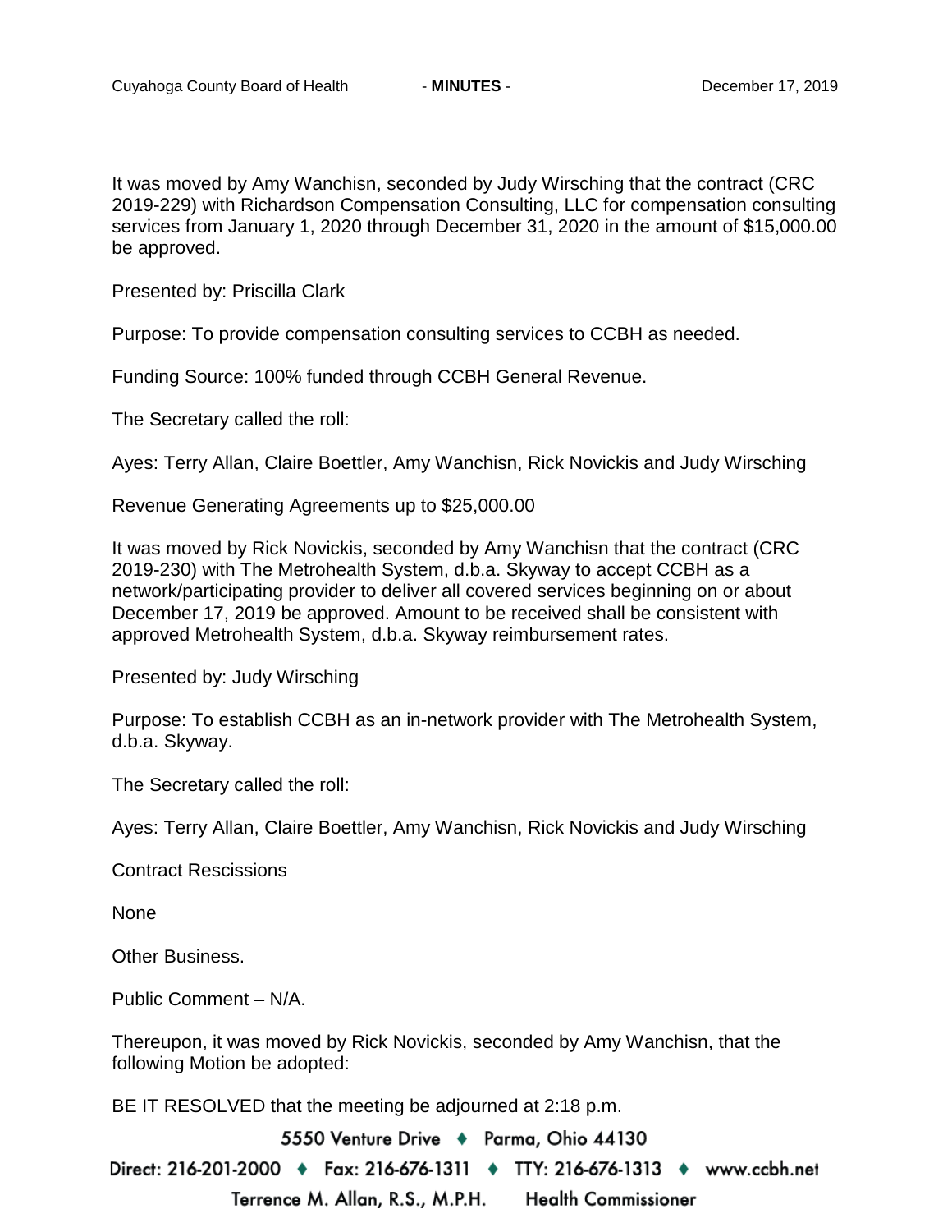It was moved by Amy Wanchisn, seconded by Judy Wirsching that the contract (CRC 2019-229) with Richardson Compensation Consulting, LLC for compensation consulting services from January 1, 2020 through December 31, 2020 in the amount of $15,000.00 be approved.

Presented by: Priscilla Clark

Purpose: To provide compensation consulting services to CCBH as needed.

Funding Source: 100% funded through CCBH General Revenue.

The Secretary called the roll:

Ayes: Terry Allan, Claire Boettler, Amy Wanchisn, Rick Novickis and Judy Wirsching

Revenue Generating Agreements up to $25,000.00

It was moved by Rick Novickis, seconded by Amy Wanchisn that the contract (CRC 2019-230) with The Metrohealth System, d.b.a. Skyway to accept CCBH as a network/participating provider to deliver all covered services beginning on or about December 17, 2019 be approved. Amount to be received shall be consistent with approved Metrohealth System, d.b.a. Skyway reimbursement rates.

Presented by: Judy Wirsching

Purpose: To establish CCBH as an in-network provider with The Metrohealth System, d.b.a. Skyway.

The Secretary called the roll:

Ayes: Terry Allan, Claire Boettler, Amy Wanchisn, Rick Novickis and Judy Wirsching

Contract Rescissions

None

Other Business.

Public Comment – N/A.

Thereupon, it was moved by Rick Novickis, seconded by Amy Wanchisn, that the following Motion be adopted:

BE IT RESOLVED that the meeting be adjourned at 2:18 p.m.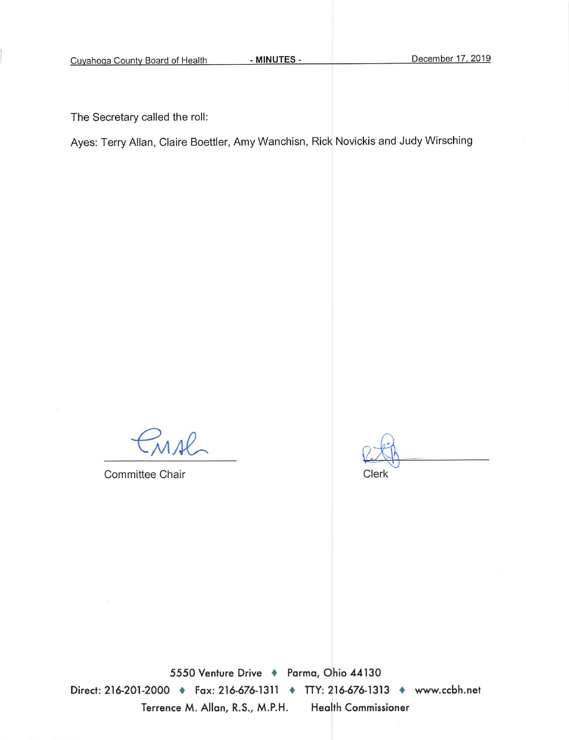The Secretary called the roll:

Ayes: Terry Allan, Claire Boettler, Amy Wanchisn, Rick Novickis and Judy Wirsching

Committee Chair

Clerk

5550 Venture Drive ♦ Parma, Ohio 44130

Direct: 216-201-2000 ♦ Fax: 216-676-1311 ♦ TTY: 216-676-1313 ♦ www.ccbh.net

Terrence M. Allan, R.S., M.P.H. Health Commissioner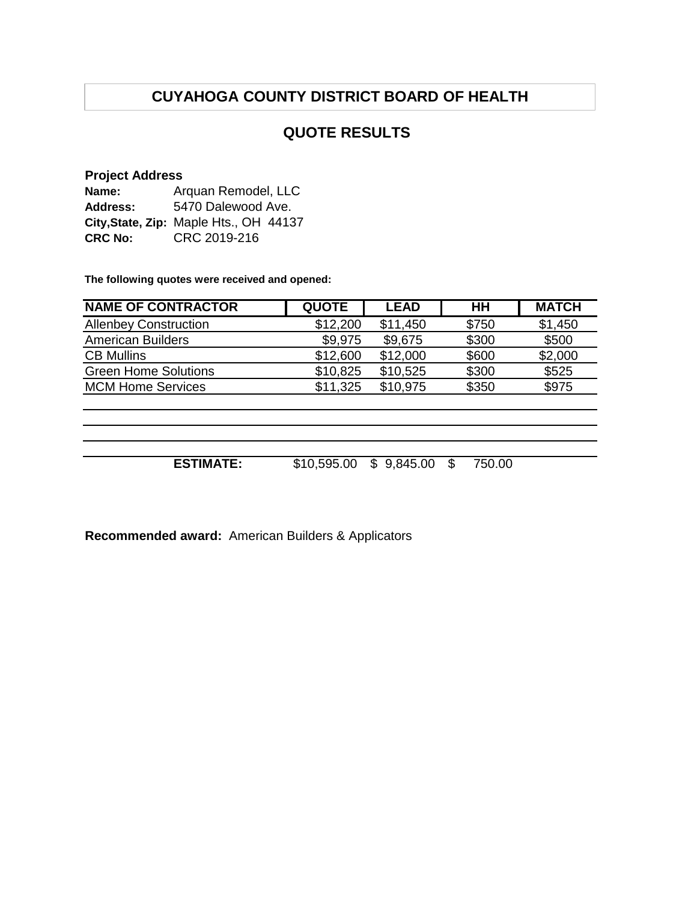# CUYAHOGA COUNTY DISTRICT BOARD OF HEALTH

## QUOTE RESULTS

**Project Address**
**Name:** Arquan Remodel, LLC
**Address:** 5470 Dalewood Ave.
**City,State, Zip:** Maple Hts., OH 44137
**CRC No:** CRC 2019-216

**The following quotes were received and opened:**

| NAME OF CONTRACTOR | QUOTE | LEAD | HH | MATCH |
|---|---|---|---|---|
| Allenbey Construction | $12,200 | $11,450 | $750 | $1,450 |
| American Builders | $9,975 | $9,675 | $300 | $500 |
| CB Mullins | $12,600 | $12,000 | $600 | $2,000 |
| Green Home Solutions | $10,825 | $10,525 | $300 | $525 |
| MCM Home Services | $11,325 | $10,975 | $350 | $975 |
| | | | | |
| | | | | |
| | | | | |
| **ESTIMATE:** | $10,595.00 | $ 9,845.00 | $ 750.00 | |

**Recommended award:** American Builders & Applicators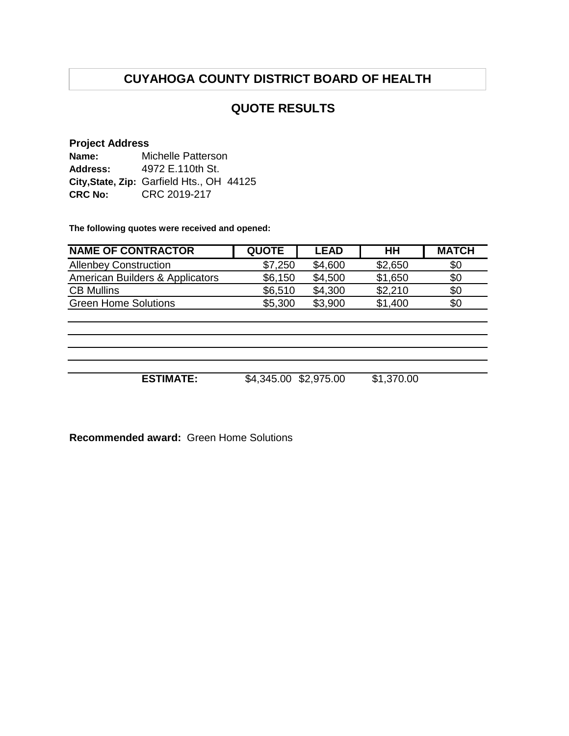# CUYAHOGA COUNTY DISTRICT BOARD OF HEALTH

## QUOTE RESULTS

**Project Address**

**Name:** Michelle Patterson
**Address:** 4972 E.110th St.
**City,State, Zip:** Garfield Hts., OH 44125
**CRC No:** CRC 2019-217

**The following quotes were received and opened:**

| NAME OF CONTRACTOR | QUOTE | LEAD | HH | MATCH |
|---|---|---|---|---|
| Allenbey Construction | $7,250 | $4,600 | $2,650 | $0 |
| American Builders & Applicators | $6,150 | $4,500 | $1,650 | $0 |
| CB Mullins | $6,510 | $4,300 | $2,210 | $0 |
| Green Home Solutions | $5,300 | $3,900 | $1,400 | $0 |
| | | | | |
| | | | | |
| | | | | |
| | | | | |
| **ESTIMATE:** | $4,345.00 | $2,975.00 | $1,370.00 | |

**Recommended award:** Green Home Solutions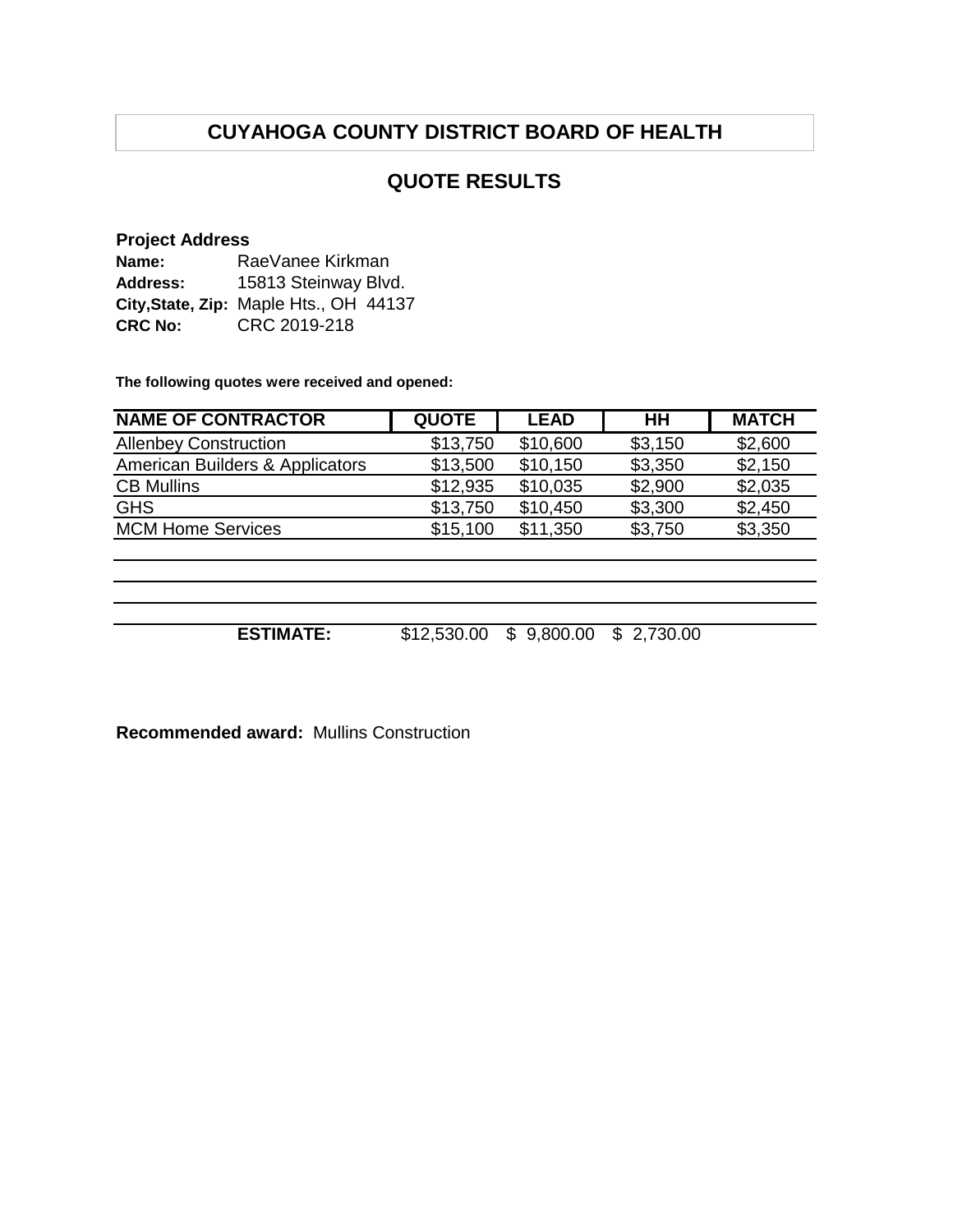# CUYAHOGA COUNTY DISTRICT BOARD OF HEALTH

## QUOTE RESULTS

**Project Address**

**Name:** RaeVanee Kirkman
**Address:** 15813 Steinway Blvd.
**City,State, Zip:** Maple Hts., OH 44137
**CRC No:** CRC 2019-218

**The following quotes were received and opened:**

| NAME OF CONTRACTOR | QUOTE | LEAD | HH | MATCH |
|---|---|---|---|---|
| Allenbey Construction | $13,750 | $10,600 | $3,150 | $2,600 |
| American Builders & Applicators | $13,500 | $10,150 | $3,350 | $2,150 |
| CB Mullins | $12,935 | $10,035 | $2,900 | $2,035 |
| GHS | $13,750 | $10,450 | $3,300 | $2,450 |
| MCM Home Services | $15,100 | $11,350 | $3,750 | $3,350 |
| | | | | |
| | | | | |
| | | | | |
| **ESTIMATE:** | $12,530.00 | $ 9,800.00 | $ 2,730.00 | |

**Recommended award:** Mullins Construction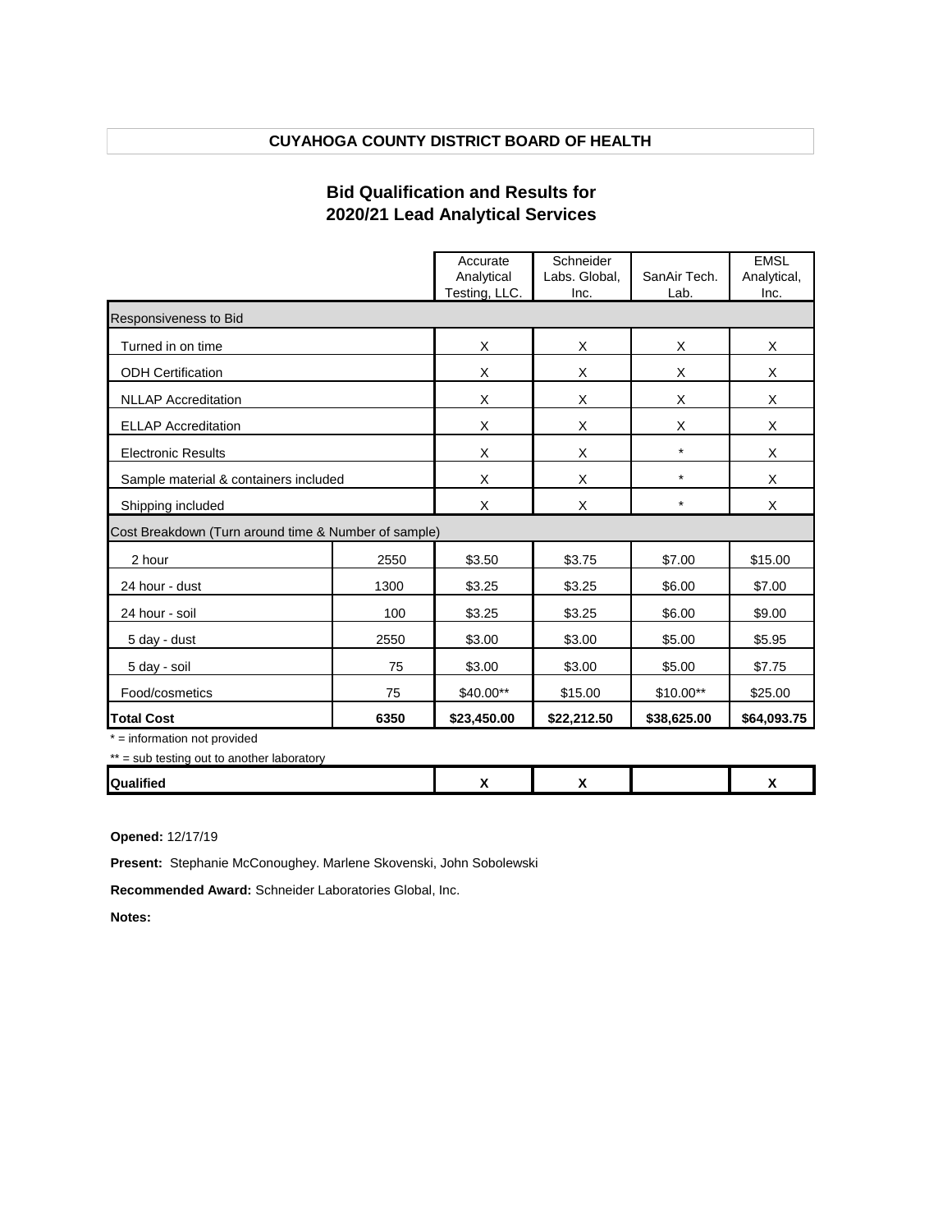## CUYAHOGA COUNTY DISTRICT BOARD OF HEALTH

### Bid Qualification and Results for 2020/21 Lead Analytical Services

| | | Accurate Analytical Testing, LLC. | Schneider Labs. Global, Inc. | SanAir Tech. Lab. | EMSL Analytical, Inc. |
|---|---|---|---|---|---|
| **Responsiveness to Bid** | | | | | |
| Turned in on time | | X | X | X | X |
| ODH Certification | | X | X | X | X |
| NLLAP Accreditation | | X | X | X | X |
| ELLAP Accreditation | | X | X | X | X |
| Electronic Results | | X | X | * | X |
| Sample material & containers included | | X | X | * | X |
| Shipping included | | X | X | * | X |
| **Cost Breakdown (Turn around time & Number of sample)** | | | | | |
| 2 hour | 2550 | $3.50 | $3.75 | $7.00 | $15.00 |
| 24 hour - dust | 1300 | $3.25 | $3.25 | $6.00 | $7.00 |
| 24 hour - soil | 100 | $3.25 | $3.25 | $6.00 | $9.00 |
| 5 day - dust | 2550 | $3.00 | $3.00 | $5.00 | $5.95 |
| 5 day - soil | 75 | $3.00 | $3.00 | $5.00 | $7.75 |
| Food/cosmetics | 75 | $40.00** | $15.00 | $10.00** | $25.00 |
| **Total Cost** | **6350** | **$23,450.00** | **$22,212.50** | **$38,625.00** | **$64,093.75** |
| * = information not provided | | | | | |
| ** = sub testing out to another laboratory | | | | | |
| **Qualified** | | **X** | **X** | | **X** |

**Opened:** 12/17/19

**Present:** Stephanie McConoughey. Marlene Skovenski, John Sobolewski

**Recommended Award:** Schneider Laboratories Global, Inc.

**Notes:**